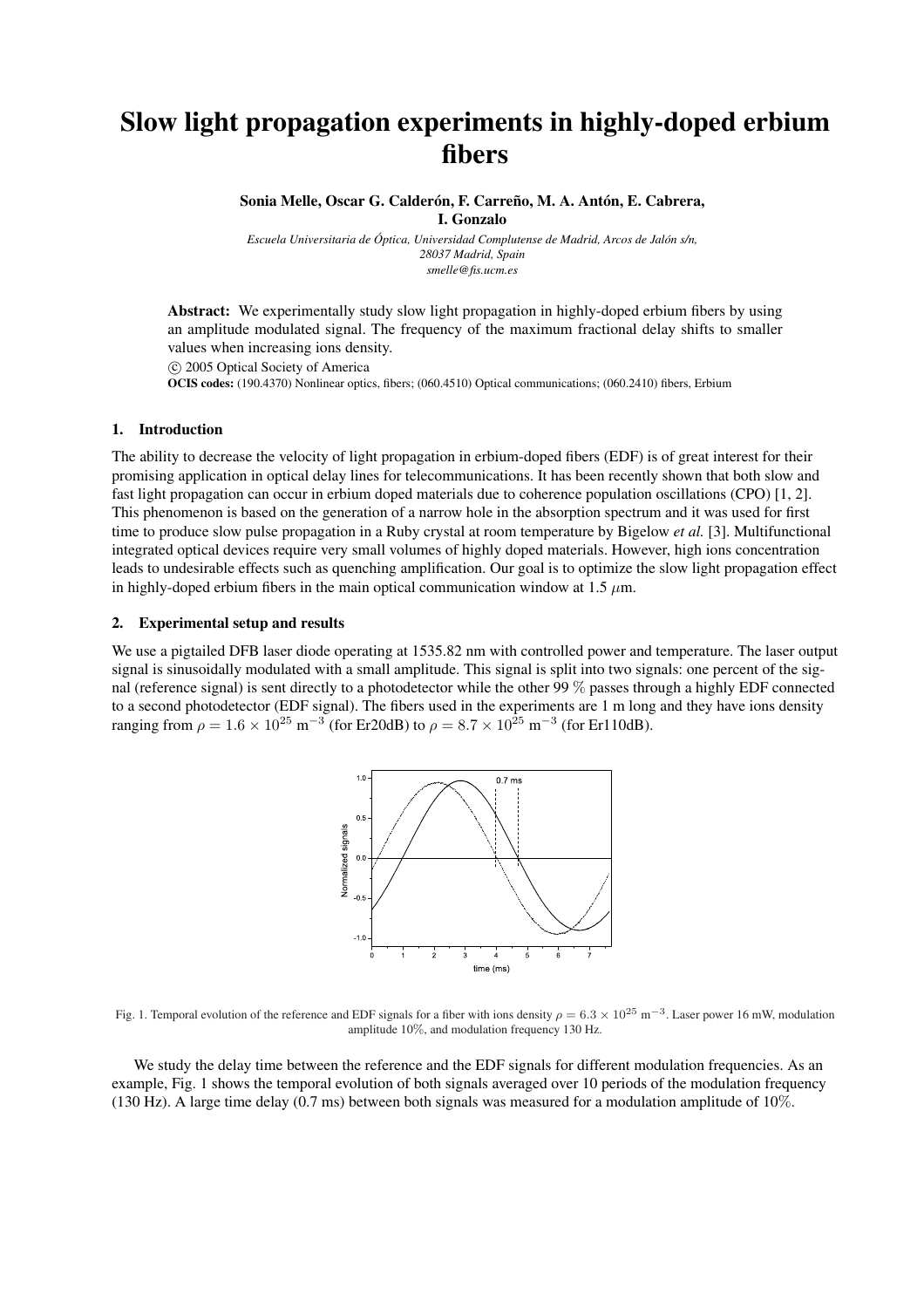# Slow light propagation experiments in highly-doped erbium fibers

**Sonia Melle, Oscar G. Calderón, F. Carreño, M. A. Antón, E. Cabrera, I. Gonzalo**

*Escuela Universitaria de Óptica, Universidad Complutense de Madrid, Arcos de Jalón s/n, 28037 Madrid, Spain*
*smelle@fis.ucm.es*

**Abstract:** We experimentally study slow light propagation in highly-doped erbium fibers by using an amplitude modulated signal. The frequency of the maximum fractional delay shifts to smaller values when increasing ions density.

© 2005 Optical Society of America

**OCIS codes:** (190.4370) Nonlinear optics, fibers; (060.4510) Optical communications; (060.2410) fibers, Erbium

## 1. Introduction

The ability to decrease the velocity of light propagation in erbium-doped fibers (EDF) is of great interest for their promising application in optical delay lines for telecommunications. It has been recently shown that both slow and fast light propagation can occur in erbium doped materials due to coherence population oscillations (CPO) [1, 2]. This phenomenon is based on the generation of a narrow hole in the absorption spectrum and it was used for first time to produce slow pulse propagation in a Ruby crystal at room temperature by Bigelow *et al.* [3]. Multifunctional integrated optical devices require very small volumes of highly doped materials. However, high ions concentration leads to undesirable effects such as quenching amplification. Our goal is to optimize the slow light propagation effect in highly-doped erbium fibers in the main optical communication window at 1.5 $\mu$m.

## 2. Experimental setup and results

We use a pigtailed DFB laser diode operating at 1535.82 nm with controlled power and temperature. The laser output signal is sinusoidally modulated with a small amplitude. This signal is split into two signals: one percent of the signal (reference signal) is sent directly to a photodetector while the other 99 % passes through a highly EDF connected to a second photodetector (EDF signal). The fibers used in the experiments are 1 m long and they have ions density ranging from $\rho = 1.6 \times 10^{25}$ m$^{-3}$ (for Er20dB) to $\rho = 8.7 \times 10^{25}$ m$^{-3}$ (for Er110dB).

Fig. 1. Temporal evolution of the reference and EDF signals for a fiber with ions density $\rho = 6.3 \times 10^{25}$ m$^{-3}$. Laser power 16 mW, modulation amplitude 10%, and modulation frequency 130 Hz.

We study the delay time between the reference and the EDF signals for different modulation frequencies. As an example, Fig. 1 shows the temporal evolution of both signals averaged over 10 periods of the modulation frequency (130 Hz). A large time delay (0.7 ms) between both signals was measured for a modulation amplitude of 10%.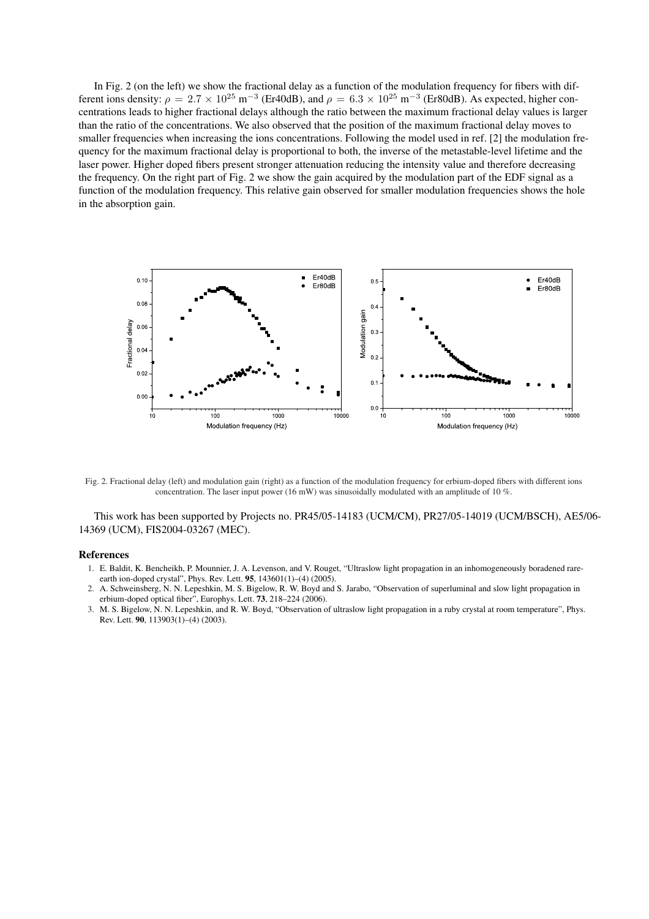In Fig. 2 (on the left) we show the fractional delay as a function of the modulation frequency for fibers with different ions density: $\rho = 2.7 \times 10^{25}$ m$^{-3}$ (Er40dB), and $\rho = 6.3 \times 10^{25}$ m$^{-3}$ (Er80dB). As expected, higher concentrations leads to higher fractional delays although the ratio between the maximum fractional delay values is larger than the ratio of the concentrations. We also observed that the position of the maximum fractional delay moves to smaller frequencies when increasing the ions concentrations. Following the model used in ref. [2] the modulation frequency for the maximum fractional delay is proportional to both, the inverse of the metastable-level lifetime and the laser power. Higher doped fibers present stronger attenuation reducing the intensity value and therefore decreasing the frequency. On the right part of Fig. 2 we show the gain acquired by the modulation part of the EDF signal as a function of the modulation frequency. This relative gain observed for smaller modulation frequencies shows the hole in the absorption gain.

Er40dB
Er80dB
Fractional delay
0.10
0.08
0.06
0.04
0.02
0.00
10
100
1000
10000
Modulation frequency (Hz)

Er40dB
Er80dB
Modulation gain
0.5
0.4
0.3
0.2
0.1
0.0
10
100
1000
10000
Modulation frequency (Hz)

Fig. 2. Fractional delay (left) and modulation gain (right) as a function of the modulation frequency for erbium-doped fibers with different ions concentration. The laser input power (16 mW) was sinusoidally modulated with an amplitude of 10 %.

This work has been supported by Projects no. PR45/05-14183 (UCM/CM), PR27/05-14019 (UCM/BSCH), AE5/06-14369 (UCM), FIS2004-03267 (MEC).

## References

1. E. Baldit, K. Bencheikh, P. Mounnier, J. A. Levenson, and V. Rouget, "Ultraslow light propagation in an inhomogeneously boradened rare-earth ion-doped crystal", Phys. Rev. Lett. **95**, 143601(1)–(4) (2005).
2. A. Schweinsberg, N. N. Lepeshkin, M. S. Bigelow, R. W. Boyd and S. Jarabo, "Observation of superluminal and slow light propagation in erbium-doped optical fiber", Europhys. Lett. **73**, 218–224 (2006).
3. M. S. Bigelow, N. N. Lepeshkin, and R. W. Boyd, "Observation of ultraslow light propagation in a ruby crystal at room temperature", Phys. Rev. Lett. **90**, 113903(1)–(4) (2003).